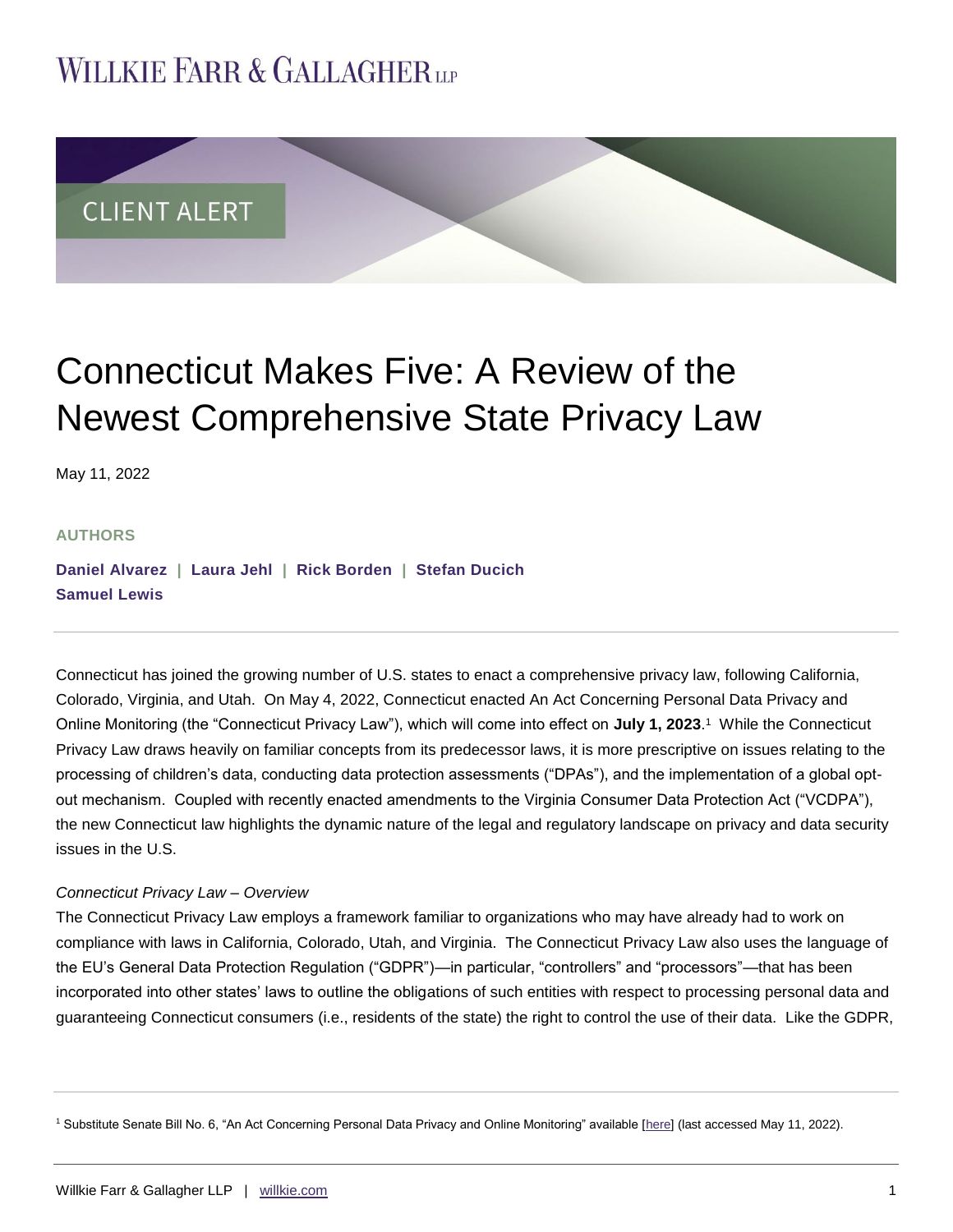# WILLKIE FARR & GALLAGHER LLP

CLIENT ALERT

# Connecticut Makes Five: A Review of the Newest Comprehensive State Privacy Law

May 11, 2022

**AUTHORS**

**Daniel Alvarez | Laura Jehl | Rick Borden | Stefan Ducich**
**Samuel Lewis**

Connecticut has joined the growing number of U.S. states to enact a comprehensive privacy law, following California, Colorado, Virginia, and Utah. On May 4, 2022, Connecticut enacted An Act Concerning Personal Data Privacy and Online Monitoring (the "Connecticut Privacy Law"), which will come into effect on **July 1, 2023**.[1] While the Connecticut Privacy Law draws heavily on familiar concepts from its predecessor laws, it is more prescriptive on issues relating to the processing of children's data, conducting data protection assessments ("DPAs"), and the implementation of a global opt-out mechanism. Coupled with recently enacted amendments to the Virginia Consumer Data Protection Act ("VCDPA"), the new Connecticut law highlights the dynamic nature of the legal and regulatory landscape on privacy and data security issues in the U.S.

*Connecticut Privacy Law – Overview*

The Connecticut Privacy Law employs a framework familiar to organizations who may have already had to work on compliance with laws in California, Colorado, Utah, and Virginia. The Connecticut Privacy Law also uses the language of the EU's General Data Protection Regulation ("GDPR")—in particular, "controllers" and "processors"—that has been incorporated into other states' laws to outline the obligations of such entities with respect to processing personal data and guaranteeing Connecticut consumers (i.e., residents of the state) the right to control the use of their data. Like the GDPR,

---

[1] Substitute Senate Bill No. 6, "An Act Concerning Personal Data Privacy and Online Monitoring" available [here] (last accessed May 11, 2022).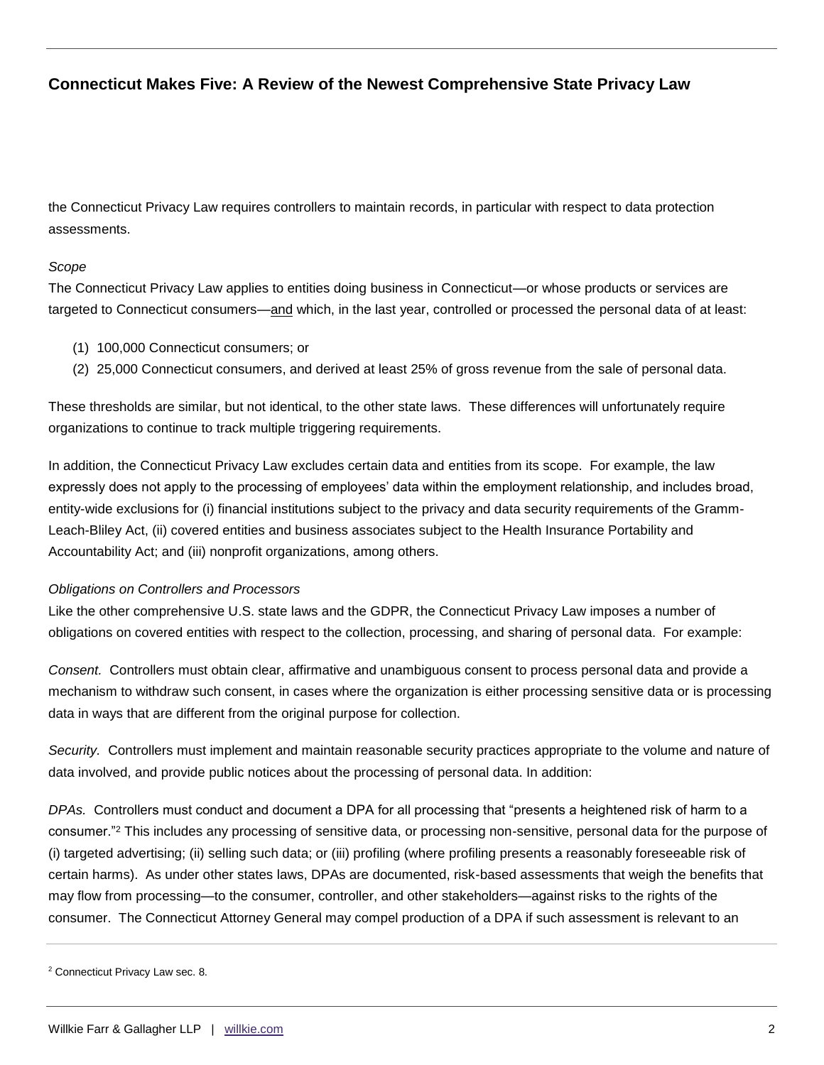the Connecticut Privacy Law requires controllers to maintain records, in particular with respect to data protection assessments.

*Scope*

The Connecticut Privacy Law applies to entities doing business in Connecticut—or whose products or services are targeted to Connecticut consumers—<u>and</u> which, in the last year, controlled or processed the personal data of at least:

(1) 100,000 Connecticut consumers; or
(2) 25,000 Connecticut consumers, and derived at least 25% of gross revenue from the sale of personal data.

These thresholds are similar, but not identical, to the other state laws. These differences will unfortunately require organizations to continue to track multiple triggering requirements.

In addition, the Connecticut Privacy Law excludes certain data and entities from its scope. For example, the law expressly does not apply to the processing of employees' data within the employment relationship, and includes broad, entity-wide exclusions for (i) financial institutions subject to the privacy and data security requirements of the Gramm-Leach-Bliley Act, (ii) covered entities and business associates subject to the Health Insurance Portability and Accountability Act; and (iii) nonprofit organizations, among others.

*Obligations on Controllers and Processors*

Like the other comprehensive U.S. state laws and the GDPR, the Connecticut Privacy Law imposes a number of obligations on covered entities with respect to the collection, processing, and sharing of personal data. For example:

*Consent.* Controllers must obtain clear, affirmative and unambiguous consent to process personal data and provide a mechanism to withdraw such consent, in cases where the organization is either processing sensitive data or is processing data in ways that are different from the original purpose for collection.

*Security.* Controllers must implement and maintain reasonable security practices appropriate to the volume and nature of data involved, and provide public notices about the processing of personal data. In addition:

*DPAs.* Controllers must conduct and document a DPA for all processing that "presents a heightened risk of harm to a consumer."[2] This includes any processing of sensitive data, or processing non-sensitive, personal data for the purpose of (i) targeted advertising; (ii) selling such data; or (iii) profiling (where profiling presents a reasonably foreseeable risk of certain harms). As under other states laws, DPAs are documented, risk-based assessments that weigh the benefits that may flow from processing—to the consumer, controller, and other stakeholders—against risks to the rights of the consumer. The Connecticut Attorney General may compel production of a DPA if such assessment is relevant to an

[2] Connecticut Privacy Law sec. 8.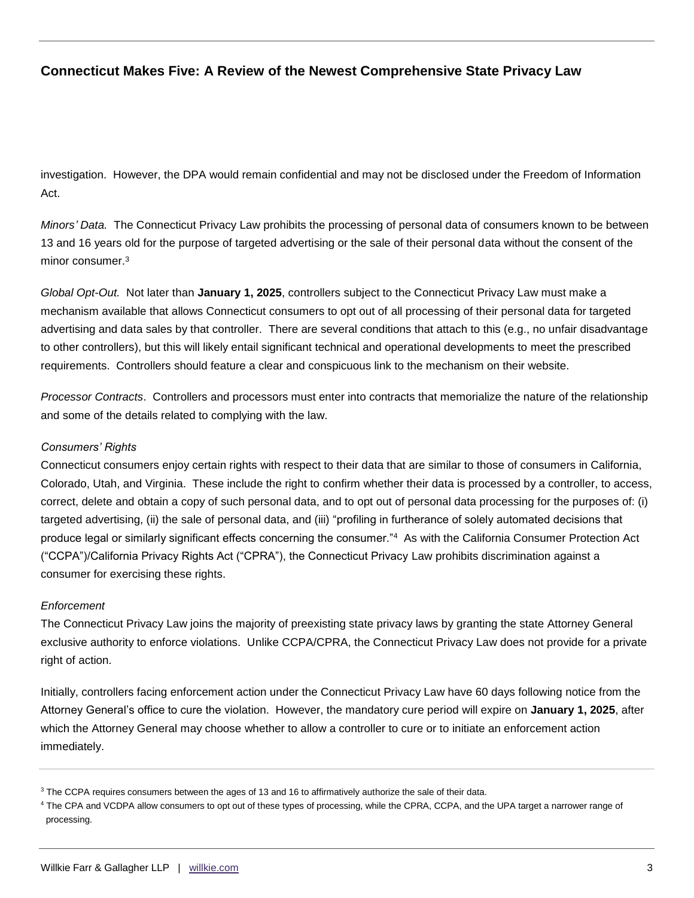investigation. However, the DPA would remain confidential and may not be disclosed under the Freedom of Information Act.

*Minors' Data.* The Connecticut Privacy Law prohibits the processing of personal data of consumers known to be between 13 and 16 years old for the purpose of targeted advertising or the sale of their personal data without the consent of the minor consumer.[3]

*Global Opt-Out.* Not later than **January 1, 2025**, controllers subject to the Connecticut Privacy Law must make a mechanism available that allows Connecticut consumers to opt out of all processing of their personal data for targeted advertising and data sales by that controller. There are several conditions that attach to this (e.g., no unfair disadvantage to other controllers), but this will likely entail significant technical and operational developments to meet the prescribed requirements. Controllers should feature a clear and conspicuous link to the mechanism on their website.

*Processor Contracts*. Controllers and processors must enter into contracts that memorialize the nature of the relationship and some of the details related to complying with the law.

*Consumers' Rights*

Connecticut consumers enjoy certain rights with respect to their data that are similar to those of consumers in California, Colorado, Utah, and Virginia. These include the right to confirm whether their data is processed by a controller, to access, correct, delete and obtain a copy of such personal data, and to opt out of personal data processing for the purposes of: (i) targeted advertising, (ii) the sale of personal data, and (iii) "profiling in furtherance of solely automated decisions that produce legal or similarly significant effects concerning the consumer."[4] As with the California Consumer Protection Act ("CCPA")/California Privacy Rights Act ("CPRA"), the Connecticut Privacy Law prohibits discrimination against a consumer for exercising these rights.

*Enforcement*

The Connecticut Privacy Law joins the majority of preexisting state privacy laws by granting the state Attorney General exclusive authority to enforce violations. Unlike CCPA/CPRA, the Connecticut Privacy Law does not provide for a private right of action.

Initially, controllers facing enforcement action under the Connecticut Privacy Law have 60 days following notice from the Attorney General's office to cure the violation. However, the mandatory cure period will expire on **January 1, 2025**, after which the Attorney General may choose whether to allow a controller to cure or to initiate an enforcement action immediately.

---

[3] The CCPA requires consumers between the ages of 13 and 16 to affirmatively authorize the sale of their data.

[4] The CPA and VCDPA allow consumers to opt out of these types of processing, while the CPRA, CCPA, and the UPA target a narrower range of processing.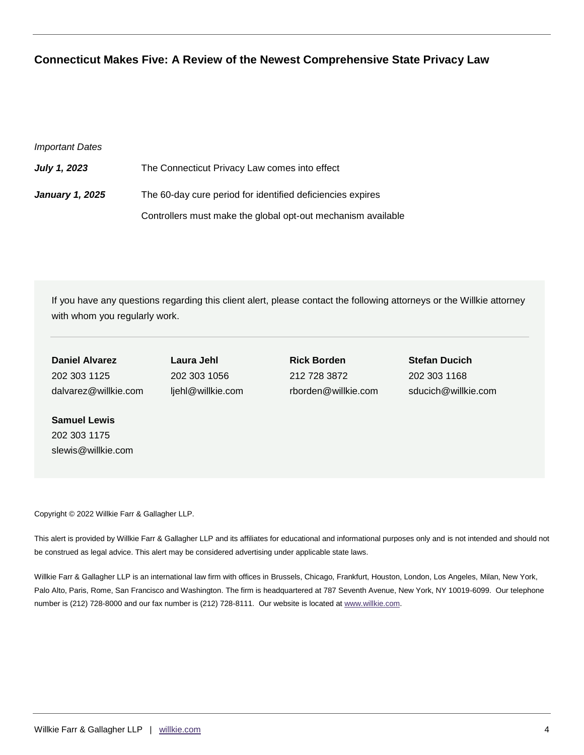*Important Dates*

| | |
|---|---|
| ***July 1, 2023*** | The Connecticut Privacy Law comes into effect |
| ***January 1, 2025*** | The 60-day cure period for identified deficiencies expires<br>Controllers must make the global opt-out mechanism available |

If you have any questions regarding this client alert, please contact the following attorneys or the Willkie attorney with whom you regularly work.

**Daniel Alvarez**
202 303 1125
dalvarez@willkie.com

**Laura Jehl**
202 303 1056
ljehl@willkie.com

**Rick Borden**
212 728 3872
rborden@willkie.com

**Stefan Ducich**
202 303 1168
sducich@willkie.com

**Samuel Lewis**
202 303 1175
slewis@willkie.com

Copyright © 2022 Willkie Farr & Gallagher LLP.

This alert is provided by Willkie Farr & Gallagher LLP and its affiliates for educational and informational purposes only and is not intended and should not be construed as legal advice. This alert may be considered advertising under applicable state laws.

Willkie Farr & Gallagher LLP is an international law firm with offices in Brussels, Chicago, Frankfurt, Houston, London, Los Angeles, Milan, New York, Palo Alto, Paris, Rome, San Francisco and Washington. The firm is headquartered at 787 Seventh Avenue, New York, NY 10019-6099. Our telephone number is (212) 728-8000 and our fax number is (212) 728-8111. Our website is located at [www.willkie.com](http://www.willkie.com).